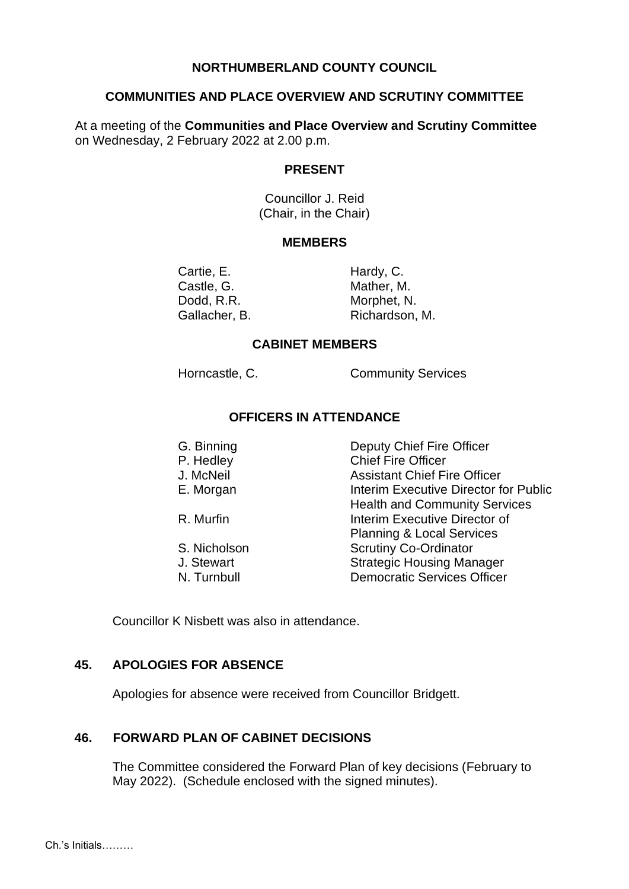# NORTHUMBERLAND COUNTY COUNCIL

## COMMUNITIES AND PLACE OVERVIEW AND SCRUTINY COMMITTEE

At a meeting of the **Communities and Place Overview and Scrutiny Committee** on Wednesday, 2 February 2022 at 2.00 p.m.

### PRESENT

Councillor J. Reid
(Chair, in the Chair)

### MEMBERS

| | |
|---|---|
| Cartie, E. | Hardy, C. |
| Castle, G. | Mather, M. |
| Dodd, R.R. | Morphet, N. |
| Gallacher, B. | Richardson, M. |

### CABINET MEMBERS

| | |
|---|---|
| Horncastle, C. | Community Services |

### OFFICERS IN ATTENDANCE

| | |
|---|---|
| G. Binning | Deputy Chief Fire Officer |
| P. Hedley | Chief Fire Officer |
| J. McNeil | Assistant Chief Fire Officer |
| E. Morgan | Interim Executive Director for Public Health and Community Services |
| R. Murfin | Interim Executive Director of Planning & Local Services |
| S. Nicholson | Scrutiny Co-Ordinator |
| J. Stewart | Strategic Housing Manager |
| N. Turnbull | Democratic Services Officer |

Councillor K Nisbett was also in attendance.

### 45. APOLOGIES FOR ABSENCE

Apologies for absence were received from Councillor Bridgett.

### 46. FORWARD PLAN OF CABINET DECISIONS

The Committee considered the Forward Plan of key decisions (February to May 2022). (Schedule enclosed with the signed minutes).

Ch.'s Initials………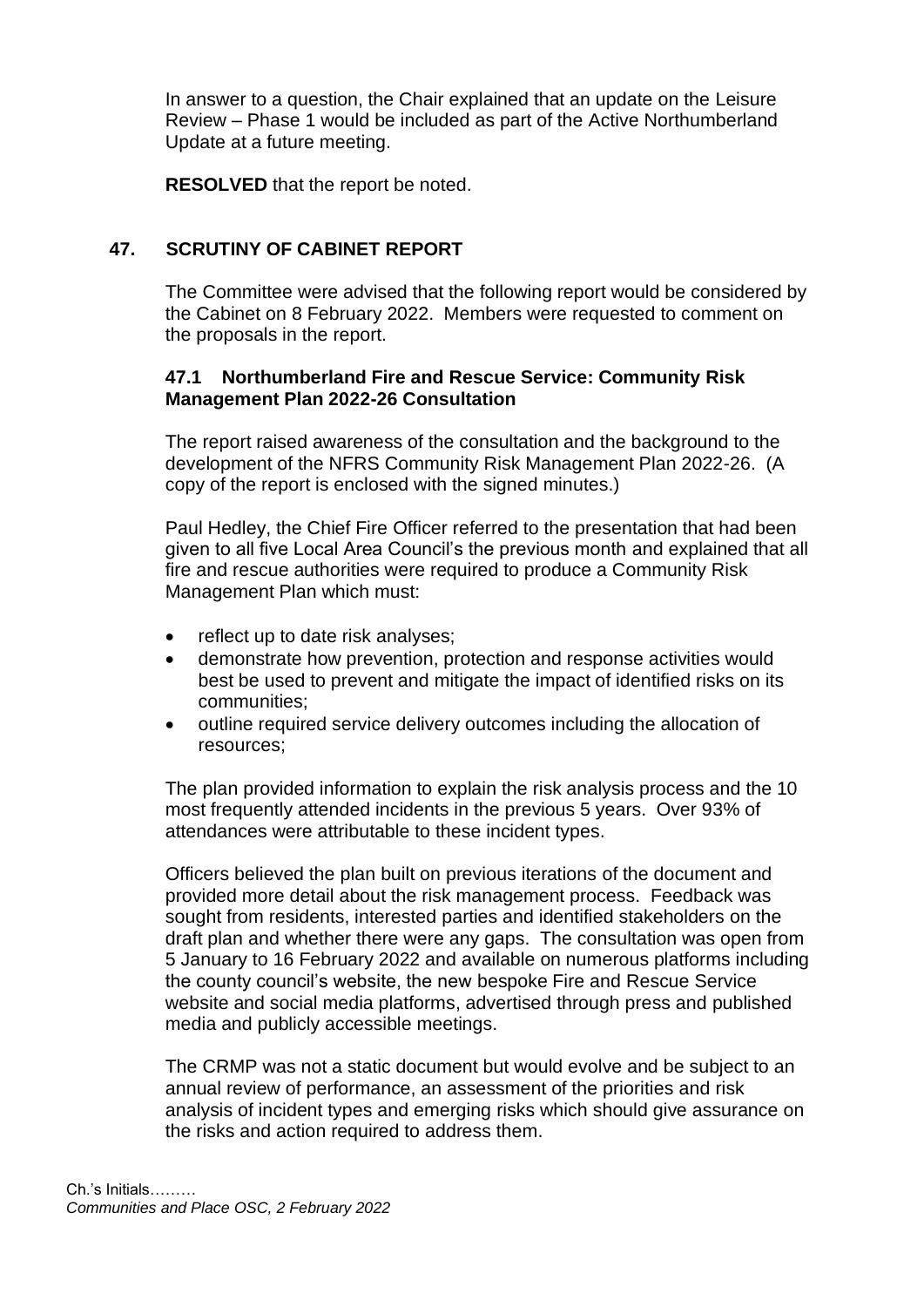In answer to a question, the Chair explained that an update on the Leisure Review – Phase 1 would be included as part of the Active Northumberland Update at a future meeting.

**RESOLVED** that the report be noted.

## 47. SCRUTINY OF CABINET REPORT

The Committee were advised that the following report would be considered by the Cabinet on 8 February 2022. Members were requested to comment on the proposals in the report.

### 47.1 Northumberland Fire and Rescue Service: Community Risk Management Plan 2022-26 Consultation

The report raised awareness of the consultation and the background to the development of the NFRS Community Risk Management Plan 2022-26. (A copy of the report is enclosed with the signed minutes.)

Paul Hedley, the Chief Fire Officer referred to the presentation that had been given to all five Local Area Council's the previous month and explained that all fire and rescue authorities were required to produce a Community Risk Management Plan which must:

- reflect up to date risk analyses;
- demonstrate how prevention, protection and response activities would best be used to prevent and mitigate the impact of identified risks on its communities;
- outline required service delivery outcomes including the allocation of resources;

The plan provided information to explain the risk analysis process and the 10 most frequently attended incidents in the previous 5 years. Over 93% of attendances were attributable to these incident types.

Officers believed the plan built on previous iterations of the document and provided more detail about the risk management process. Feedback was sought from residents, interested parties and identified stakeholders on the draft plan and whether there were any gaps. The consultation was open from 5 January to 16 February 2022 and available on numerous platforms including the county council's website, the new bespoke Fire and Rescue Service website and social media platforms, advertised through press and published media and publicly accessible meetings.

The CRMP was not a static document but would evolve and be subject to an annual review of performance, an assessment of the priorities and risk analysis of incident types and emerging risks which should give assurance on the risks and action required to address them.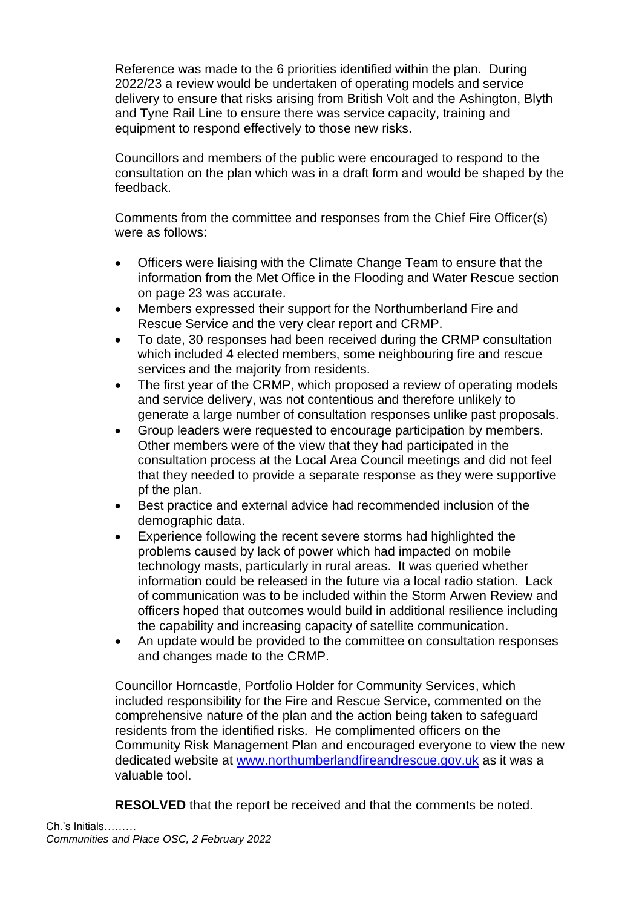Reference was made to the 6 priorities identified within the plan. During 2022/23 a review would be undertaken of operating models and service delivery to ensure that risks arising from British Volt and the Ashington, Blyth and Tyne Rail Line to ensure there was service capacity, training and equipment to respond effectively to those new risks.

Councillors and members of the public were encouraged to respond to the consultation on the plan which was in a draft form and would be shaped by the feedback.

Comments from the committee and responses from the Chief Fire Officer(s) were as follows:

- Officers were liaising with the Climate Change Team to ensure that the information from the Met Office in the Flooding and Water Rescue section on page 23 was accurate.
- Members expressed their support for the Northumberland Fire and Rescue Service and the very clear report and CRMP.
- To date, 30 responses had been received during the CRMP consultation which included 4 elected members, some neighbouring fire and rescue services and the majority from residents.
- The first year of the CRMP, which proposed a review of operating models and service delivery, was not contentious and therefore unlikely to generate a large number of consultation responses unlike past proposals.
- Group leaders were requested to encourage participation by members. Other members were of the view that they had participated in the consultation process at the Local Area Council meetings and did not feel that they needed to provide a separate response as they were supportive pf the plan.
- Best practice and external advice had recommended inclusion of the demographic data.
- Experience following the recent severe storms had highlighted the problems caused by lack of power which had impacted on mobile technology masts, particularly in rural areas. It was queried whether information could be released in the future via a local radio station. Lack of communication was to be included within the Storm Arwen Review and officers hoped that outcomes would build in additional resilience including the capability and increasing capacity of satellite communication.
- An update would be provided to the committee on consultation responses and changes made to the CRMP.

Councillor Horncastle, Portfolio Holder for Community Services, which included responsibility for the Fire and Rescue Service, commented on the comprehensive nature of the plan and the action being taken to safeguard residents from the identified risks. He complimented officers on the Community Risk Management Plan and encouraged everyone to view the new dedicated website at [www.northumberlandfireandrescue.gov.uk](http://www.northumberlandfireandrescue.gov.uk) as it was a valuable tool.

**RESOLVED** that the report be received and that the comments be noted.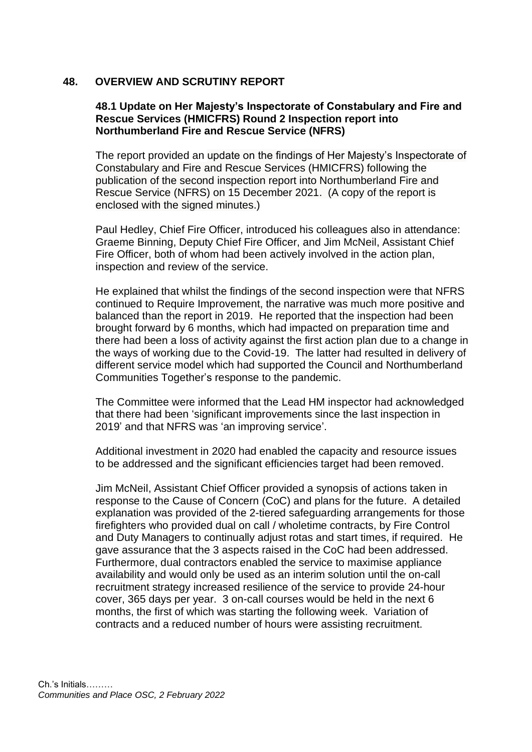## 48. OVERVIEW AND SCRUTINY REPORT

### 48.1 Update on Her Majesty's Inspectorate of Constabulary and Fire and Rescue Services (HMICFRS) Round 2 Inspection report into Northumberland Fire and Rescue Service (NFRS)

The report provided an update on the findings of Her Majesty's Inspectorate of Constabulary and Fire and Rescue Services (HMICFRS) following the publication of the second inspection report into Northumberland Fire and Rescue Service (NFRS) on 15 December 2021. (A copy of the report is enclosed with the signed minutes.)

Paul Hedley, Chief Fire Officer, introduced his colleagues also in attendance: Graeme Binning, Deputy Chief Fire Officer, and Jim McNeil, Assistant Chief Fire Officer, both of whom had been actively involved in the action plan, inspection and review of the service.

He explained that whilst the findings of the second inspection were that NFRS continued to Require Improvement, the narrative was much more positive and balanced than the report in 2019. He reported that the inspection had been brought forward by 6 months, which had impacted on preparation time and there had been a loss of activity against the first action plan due to a change in the ways of working due to the Covid-19. The latter had resulted in delivery of different service model which had supported the Council and Northumberland Communities Together's response to the pandemic.

The Committee were informed that the Lead HM inspector had acknowledged that there had been 'significant improvements since the last inspection in 2019' and that NFRS was 'an improving service'.

Additional investment in 2020 had enabled the capacity and resource issues to be addressed and the significant efficiencies target had been removed.

Jim McNeil, Assistant Chief Officer provided a synopsis of actions taken in response to the Cause of Concern (CoC) and plans for the future. A detailed explanation was provided of the 2-tiered safeguarding arrangements for those firefighters who provided dual on call / wholetime contracts, by Fire Control and Duty Managers to continually adjust rotas and start times, if required. He gave assurance that the 3 aspects raised in the CoC had been addressed. Furthermore, dual contractors enabled the service to maximise appliance availability and would only be used as an interim solution until the on-call recruitment strategy increased resilience of the service to provide 24-hour cover, 365 days per year. 3 on-call courses would be held in the next 6 months, the first of which was starting the following week. Variation of contracts and a reduced number of hours were assisting recruitment.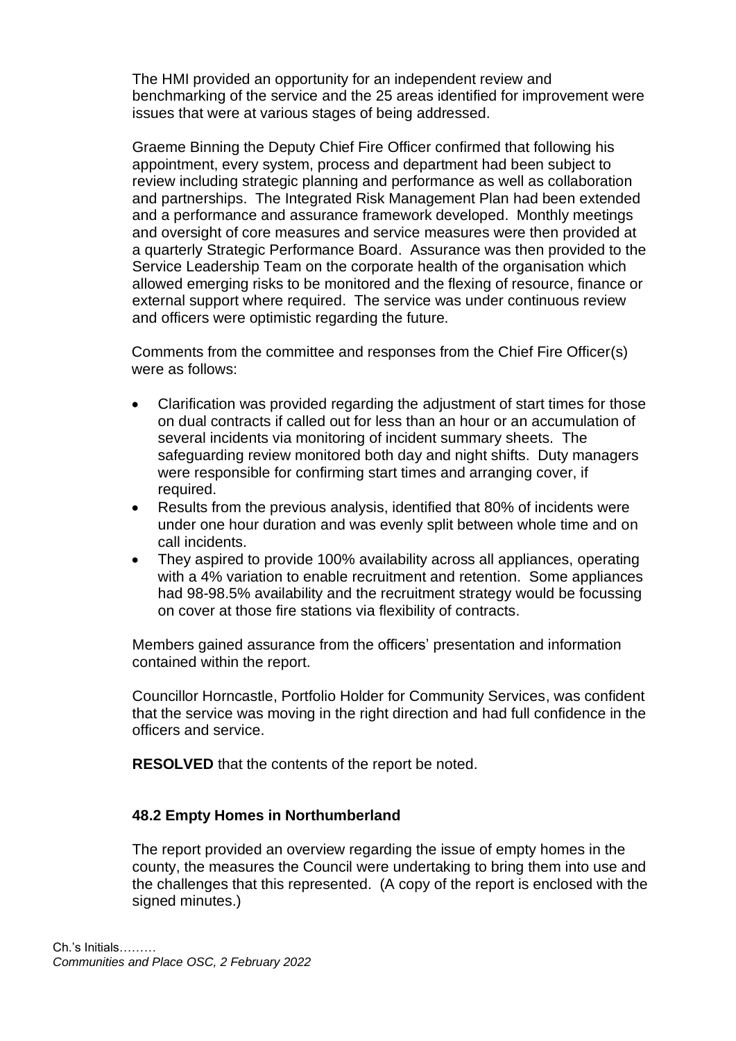The HMI provided an opportunity for an independent review and benchmarking of the service and the 25 areas identified for improvement were issues that were at various stages of being addressed.

Graeme Binning the Deputy Chief Fire Officer confirmed that following his appointment, every system, process and department had been subject to review including strategic planning and performance as well as collaboration and partnerships. The Integrated Risk Management Plan had been extended and a performance and assurance framework developed. Monthly meetings and oversight of core measures and service measures were then provided at a quarterly Strategic Performance Board. Assurance was then provided to the Service Leadership Team on the corporate health of the organisation which allowed emerging risks to be monitored and the flexing of resource, finance or external support where required. The service was under continuous review and officers were optimistic regarding the future.

Comments from the committee and responses from the Chief Fire Officer(s) were as follows:

- Clarification was provided regarding the adjustment of start times for those on dual contracts if called out for less than an hour or an accumulation of several incidents via monitoring of incident summary sheets. The safeguarding review monitored both day and night shifts. Duty managers were responsible for confirming start times and arranging cover, if required.
- Results from the previous analysis, identified that 80% of incidents were under one hour duration and was evenly split between whole time and on call incidents.
- They aspired to provide 100% availability across all appliances, operating with a 4% variation to enable recruitment and retention. Some appliances had 98-98.5% availability and the recruitment strategy would be focussing on cover at those fire stations via flexibility of contracts.

Members gained assurance from the officers' presentation and information contained within the report.

Councillor Horncastle, Portfolio Holder for Community Services, was confident that the service was moving in the right direction and had full confidence in the officers and service.

**RESOLVED** that the contents of the report be noted.

### 48.2 Empty Homes in Northumberland

The report provided an overview regarding the issue of empty homes in the county, the measures the Council were undertaking to bring them into use and the challenges that this represented. (A copy of the report is enclosed with the signed minutes.)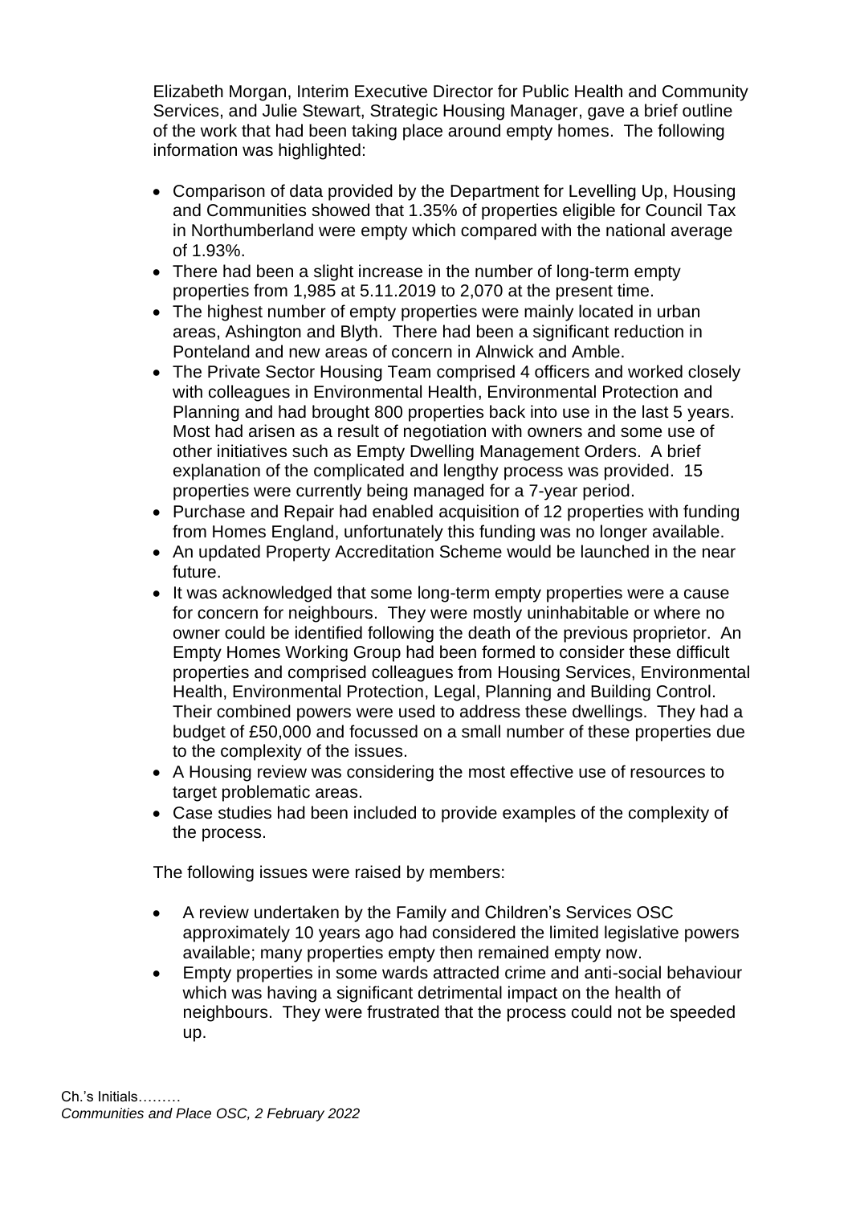Elizabeth Morgan, Interim Executive Director for Public Health and Community Services, and Julie Stewart, Strategic Housing Manager, gave a brief outline of the work that had been taking place around empty homes. The following information was highlighted:

- Comparison of data provided by the Department for Levelling Up, Housing and Communities showed that 1.35% of properties eligible for Council Tax in Northumberland were empty which compared with the national average of 1.93%.
- There had been a slight increase in the number of long-term empty properties from 1,985 at 5.11.2019 to 2,070 at the present time.
- The highest number of empty properties were mainly located in urban areas, Ashington and Blyth. There had been a significant reduction in Ponteland and new areas of concern in Alnwick and Amble.
- The Private Sector Housing Team comprised 4 officers and worked closely with colleagues in Environmental Health, Environmental Protection and Planning and had brought 800 properties back into use in the last 5 years. Most had arisen as a result of negotiation with owners and some use of other initiatives such as Empty Dwelling Management Orders. A brief explanation of the complicated and lengthy process was provided. 15 properties were currently being managed for a 7-year period.
- Purchase and Repair had enabled acquisition of 12 properties with funding from Homes England, unfortunately this funding was no longer available.
- An updated Property Accreditation Scheme would be launched in the near future.
- It was acknowledged that some long-term empty properties were a cause for concern for neighbours. They were mostly uninhabitable or where no owner could be identified following the death of the previous proprietor. An Empty Homes Working Group had been formed to consider these difficult properties and comprised colleagues from Housing Services, Environmental Health, Environmental Protection, Legal, Planning and Building Control. Their combined powers were used to address these dwellings. They had a budget of £50,000 and focussed on a small number of these properties due to the complexity of the issues.
- A Housing review was considering the most effective use of resources to target problematic areas.
- Case studies had been included to provide examples of the complexity of the process.

The following issues were raised by members:

- A review undertaken by the Family and Children's Services OSC approximately 10 years ago had considered the limited legislative powers available; many properties empty then remained empty now.
- Empty properties in some wards attracted crime and anti-social behaviour which was having a significant detrimental impact on the health of neighbours. They were frustrated that the process could not be speeded up.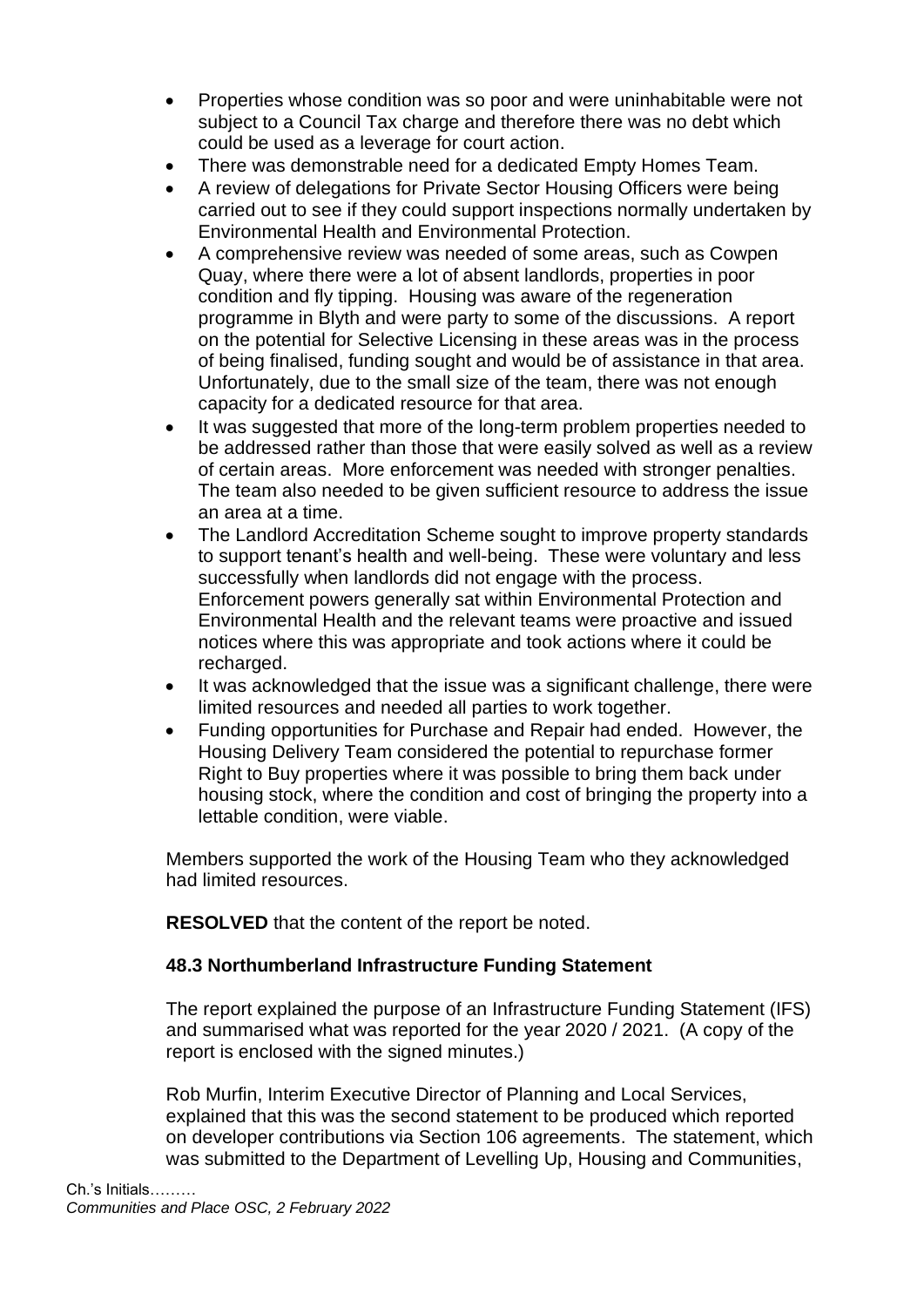- Properties whose condition was so poor and were uninhabitable were not subject to a Council Tax charge and therefore there was no debt which could be used as a leverage for court action.
- There was demonstrable need for a dedicated Empty Homes Team.
- A review of delegations for Private Sector Housing Officers were being carried out to see if they could support inspections normally undertaken by Environmental Health and Environmental Protection.
- A comprehensive review was needed of some areas, such as Cowpen Quay, where there were a lot of absent landlords, properties in poor condition and fly tipping. Housing was aware of the regeneration programme in Blyth and were party to some of the discussions. A report on the potential for Selective Licensing in these areas was in the process of being finalised, funding sought and would be of assistance in that area. Unfortunately, due to the small size of the team, there was not enough capacity for a dedicated resource for that area.
- It was suggested that more of the long-term problem properties needed to be addressed rather than those that were easily solved as well as a review of certain areas. More enforcement was needed with stronger penalties. The team also needed to be given sufficient resource to address the issue an area at a time.
- The Landlord Accreditation Scheme sought to improve property standards to support tenant's health and well-being. These were voluntary and less successfully when landlords did not engage with the process. Enforcement powers generally sat within Environmental Protection and Environmental Health and the relevant teams were proactive and issued notices where this was appropriate and took actions where it could be recharged.
- It was acknowledged that the issue was a significant challenge, there were limited resources and needed all parties to work together.
- Funding opportunities for Purchase and Repair had ended. However, the Housing Delivery Team considered the potential to repurchase former Right to Buy properties where it was possible to bring them back under housing stock, where the condition and cost of bringing the property into a lettable condition, were viable.

Members supported the work of the Housing Team who they acknowledged had limited resources.

**RESOLVED** that the content of the report be noted.

### 48.3 Northumberland Infrastructure Funding Statement

The report explained the purpose of an Infrastructure Funding Statement (IFS) and summarised what was reported for the year 2020 / 2021. (A copy of the report is enclosed with the signed minutes.)

Rob Murfin, Interim Executive Director of Planning and Local Services, explained that this was the second statement to be produced which reported on developer contributions via Section 106 agreements. The statement, which was submitted to the Department of Levelling Up, Housing and Communities,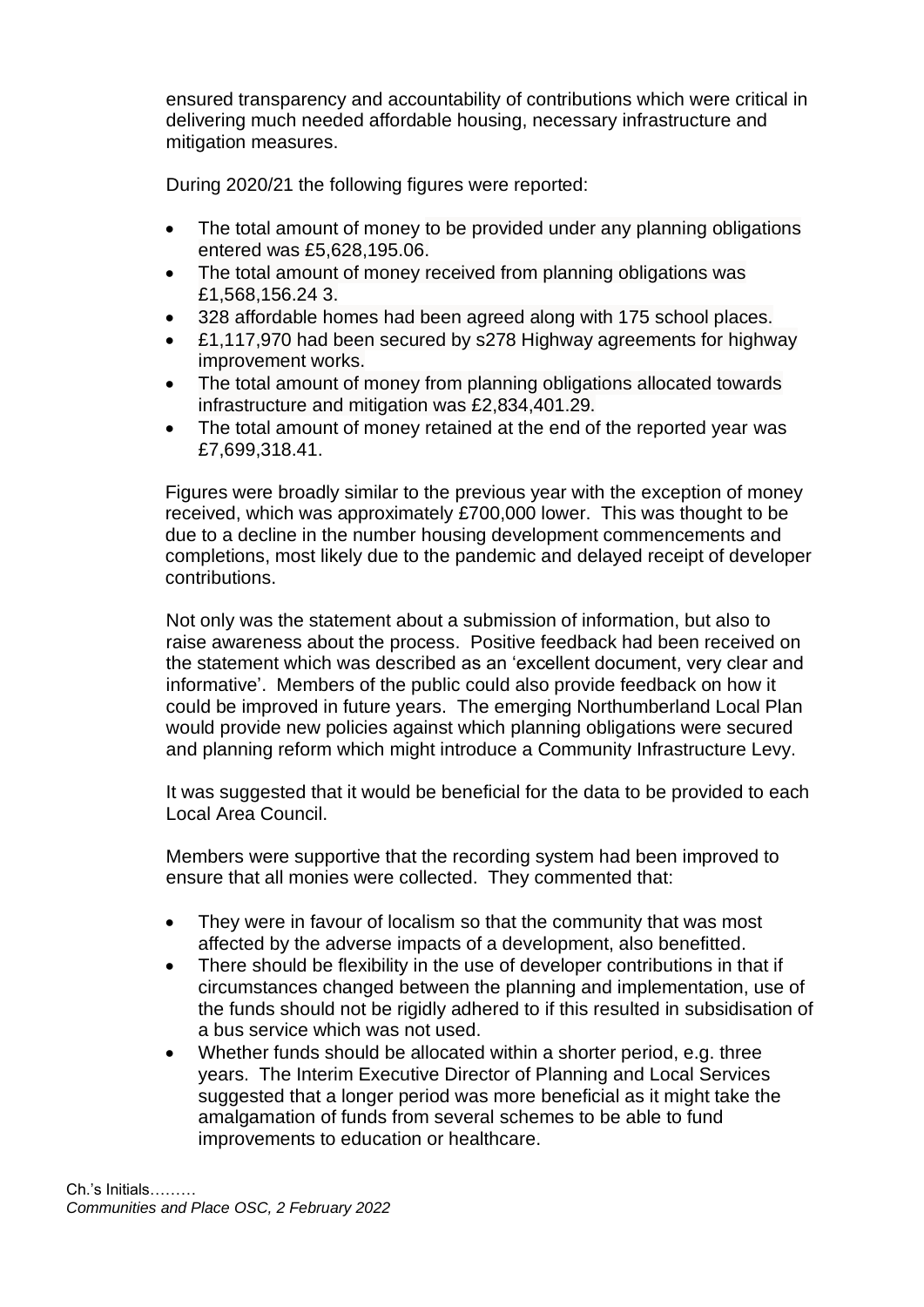ensured transparency and accountability of contributions which were critical in delivering much needed affordable housing, necessary infrastructure and mitigation measures.

During 2020/21 the following figures were reported:

- The total amount of money to be provided under any planning obligations entered was £5,628,195.06.
- The total amount of money received from planning obligations was £1,568,156.24 3.
- 328 affordable homes had been agreed along with 175 school places.
- £1,117,970 had been secured by s278 Highway agreements for highway improvement works.
- The total amount of money from planning obligations allocated towards infrastructure and mitigation was £2,834,401.29.
- The total amount of money retained at the end of the reported year was £7,699,318.41.

Figures were broadly similar to the previous year with the exception of money received, which was approximately £700,000 lower. This was thought to be due to a decline in the number housing development commencements and completions, most likely due to the pandemic and delayed receipt of developer contributions.

Not only was the statement about a submission of information, but also to raise awareness about the process. Positive feedback had been received on the statement which was described as an 'excellent document, very clear and informative'. Members of the public could also provide feedback on how it could be improved in future years. The emerging Northumberland Local Plan would provide new policies against which planning obligations were secured and planning reform which might introduce a Community Infrastructure Levy.

It was suggested that it would be beneficial for the data to be provided to each Local Area Council.

Members were supportive that the recording system had been improved to ensure that all monies were collected. They commented that:

- They were in favour of localism so that the community that was most affected by the adverse impacts of a development, also benefitted.
- There should be flexibility in the use of developer contributions in that if circumstances changed between the planning and implementation, use of the funds should not be rigidly adhered to if this resulted in subsidisation of a bus service which was not used.
- Whether funds should be allocated within a shorter period, e.g. three years. The Interim Executive Director of Planning and Local Services suggested that a longer period was more beneficial as it might take the amalgamation of funds from several schemes to be able to fund improvements to education or healthcare.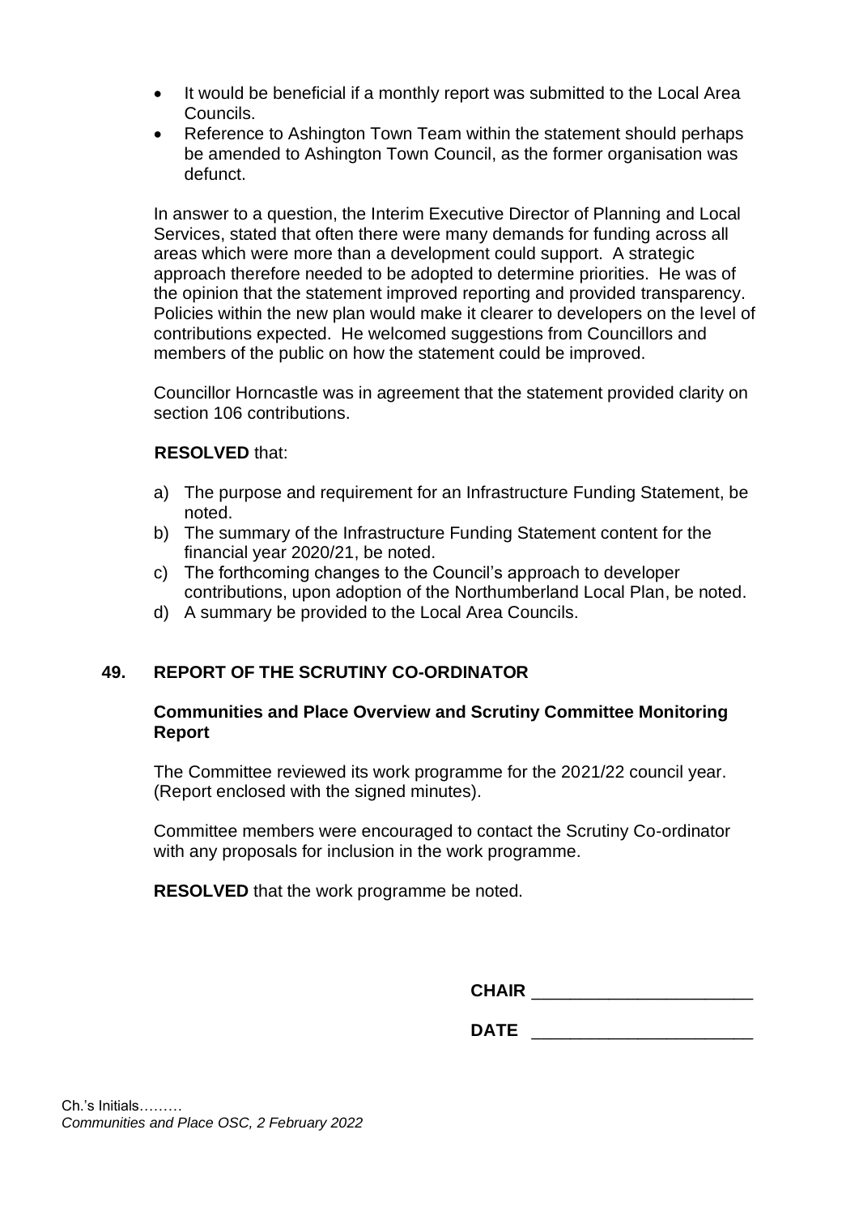- It would be beneficial if a monthly report was submitted to the Local Area Councils.
- Reference to Ashington Town Team within the statement should perhaps be amended to Ashington Town Council, as the former organisation was defunct.

In answer to a question, the Interim Executive Director of Planning and Local Services, stated that often there were many demands for funding across all areas which were more than a development could support. A strategic approach therefore needed to be adopted to determine priorities. He was of the opinion that the statement improved reporting and provided transparency. Policies within the new plan would make it clearer to developers on the level of contributions expected. He welcomed suggestions from Councillors and members of the public on how the statement could be improved.

Councillor Horncastle was in agreement that the statement provided clarity on section 106 contributions.

**RESOLVED** that:

a) The purpose and requirement for an Infrastructure Funding Statement, be noted.
b) The summary of the Infrastructure Funding Statement content for the financial year 2020/21, be noted.
c) The forthcoming changes to the Council's approach to developer contributions, upon adoption of the Northumberland Local Plan, be noted.
d) A summary be provided to the Local Area Councils.

## 49. REPORT OF THE SCRUTINY CO-ORDINATOR

**Communities and Place Overview and Scrutiny Committee Monitoring Report**

The Committee reviewed its work programme for the 2021/22 council year. (Report enclosed with the signed minutes).

Committee members were encouraged to contact the Scrutiny Co-ordinator with any proposals for inclusion in the work programme.

**RESOLVED** that the work programme be noted.

**CHAIR** ______________________

**DATE** ______________________